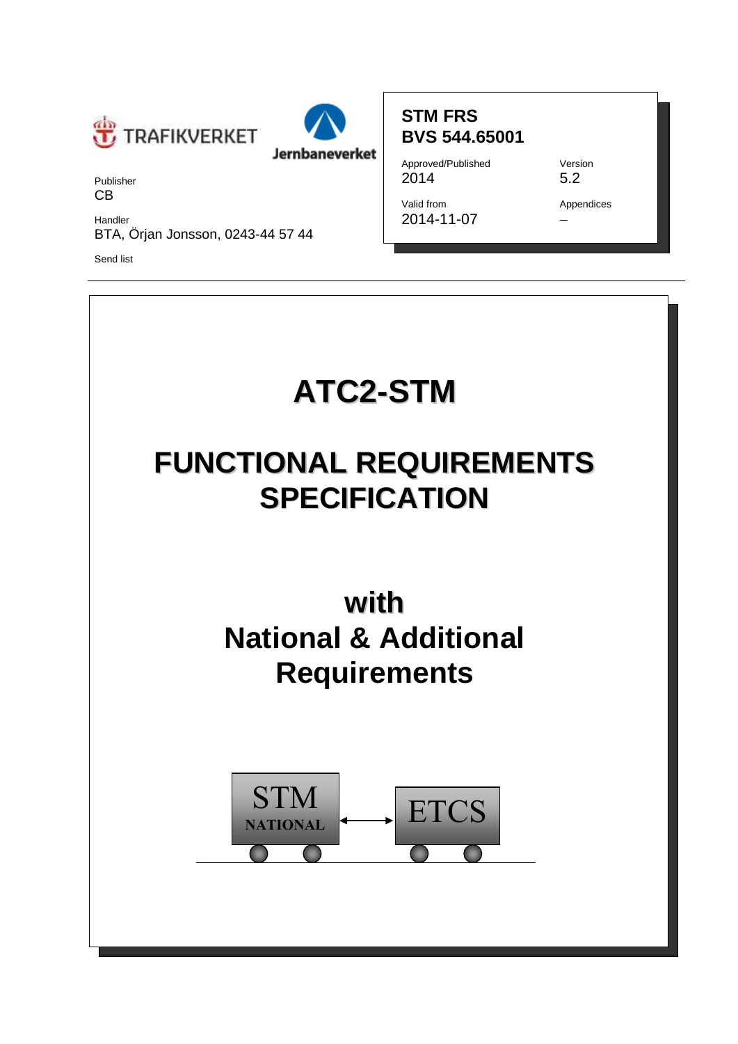TRAFIKVERKET

Jernbaneverket

Publisher
CB

Handler
BTA, Örjan Jonsson, 0243-44 57 44

Send list

**STM FRS**
**BVS 544.65001**

| Approved/Published | Version |
| --- | --- |
| 2014 | 5.2 |
| **Valid from** | **Appendices** |
| 2014-11-07 | – |

# ATC2-STM

# FUNCTIONAL REQUIREMENTS SPECIFICATION

## with
## National & Additional Requirements

STM NATIONAL ↔ ETCS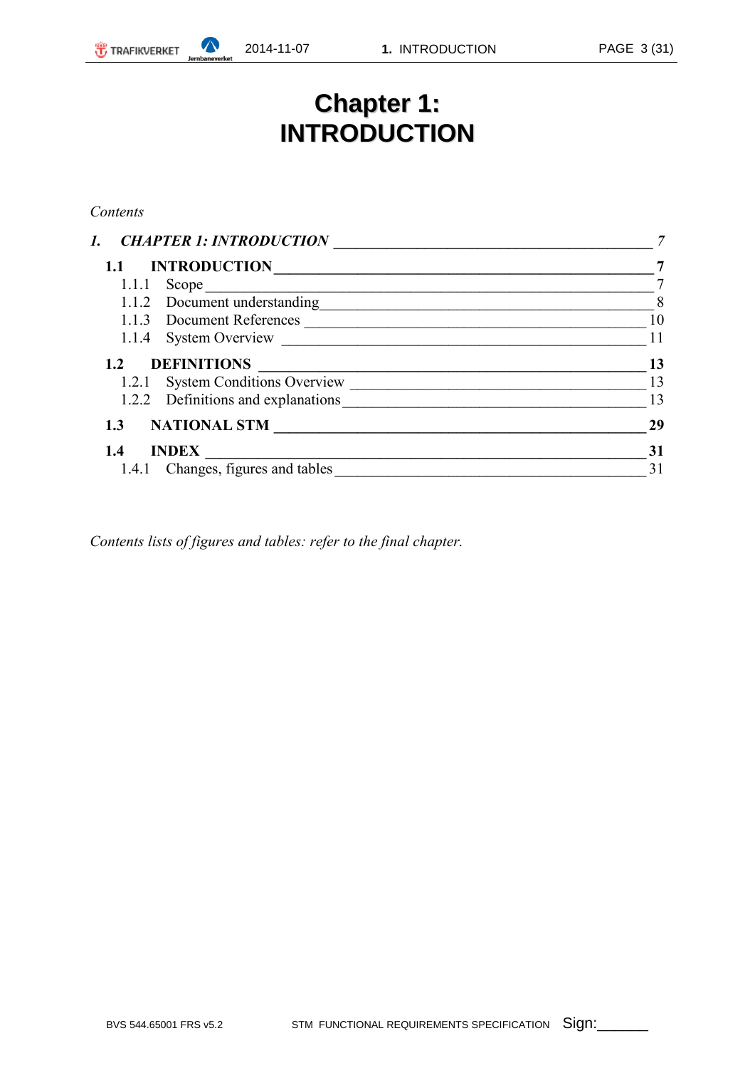# Chapter 1: INTRODUCTION

*Contents*

*1. CHAPTER 1: INTRODUCTION* ........ *7*

**1.1 INTRODUCTION** ........ **7**

- 1.1.1 Scope ........ 7
- 1.1.2 Document understanding ........ 8
- 1.1.3 Document References ........ 10
- 1.1.4 System Overview ........ 11

**1.2 DEFINITIONS** ........ **13**

- 1.2.1 System Conditions Overview ........ 13
- 1.2.2 Definitions and explanations ........ 13

**1.3 NATIONAL STM** ........ **29**

**1.4 INDEX** ........ **31**

- 1.4.1 Changes, figures and tables ........ 31

*Contents lists of figures and tables: refer to the final chapter.*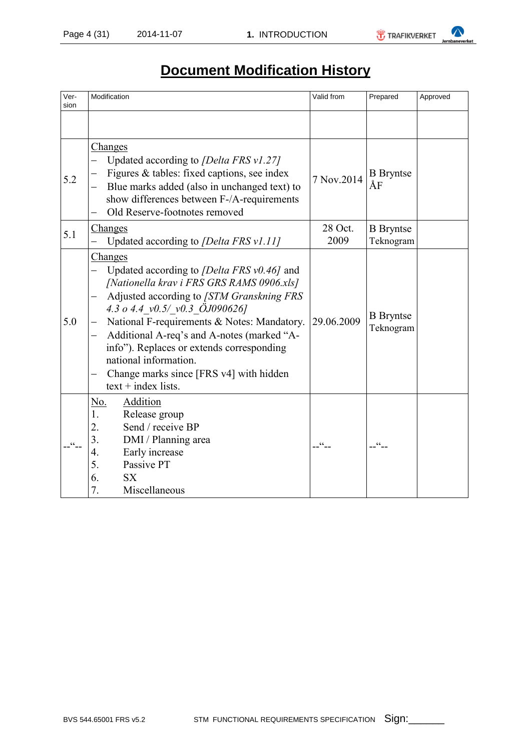# Document Modification History

| Ver-sion | Modification | Valid from | Prepared | Approved |
|---|---|---|---|---|
| | | | | |
| 5.2 | Changes<br>– Updated according to *[Delta FRS v1.27]*<br>– Figures & tables: fixed captions, see index<br>– Blue marks added (also in unchanged text) to show differences between F-/A-requirements<br>– Old Reserve-footnotes removed | 7 Nov.2014 | B Bryntse ÅF | |
| 5.1 | Changes<br>– Updated according to *[Delta FRS v1.11]* | 28 Oct. 2009 | B Bryntse Teknogram | |
| 5.0 | Changes<br>– Updated according to *[Delta FRS v0.46]* and *[Nationella krav i FRS GRS RAMS 0906.xls]*<br>– Adjusted according to *[STM Granskning FRS 4.3 o 4.4_v0.5/_v0.3_ÖJ090626]*<br>– National F-requirements & Notes: Mandatory.<br>– Additional A-req's and A-notes (marked "A-info"). Replaces or extends corresponding national information.<br>– Change marks since [FRS v4] with hidden text + index lists. | 29.06.2009 | B Bryntse Teknogram | |
| --"-- | No. Addition<br>1. Release group<br>2. Send / receive BP<br>3. DMI / Planning area<br>4. Early increase<br>5. Passive PT<br>6. SX<br>7. Miscellaneous | --"-- | --"-- | |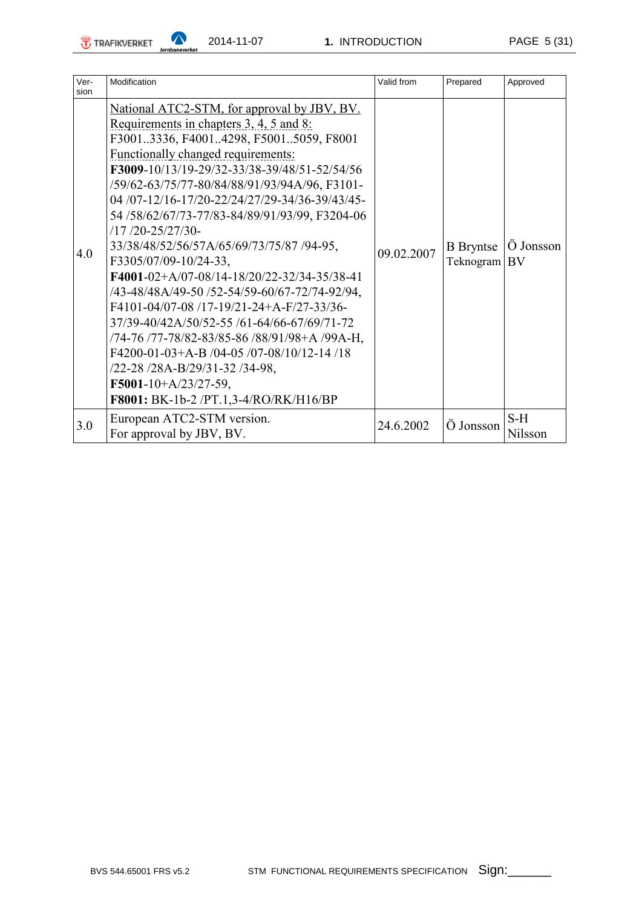| Version | Modification | Valid from | Prepared | Approved |
|---|---|---|---|---|
| 4.0 | National ATC2-STM, for approval by JBV, BV.<br>Requirements in chapters 3, 4, 5 and 8:<br>F3001..3336, F4001..4298, F5001..5059, F8001<br>Functionally changed requirements:<br>**F3009**-10/13/19-29/32-33/38-39/48/51-52/54/56 /59/62-63/75/77-80/84/88/91/93/94A/96, F3101-04 /07-12/16-17/20-22/24/27/29-34/36-39/43/45-54 /58/62/67/73-77/83-84/89/91/93/99, F3204-06 /17 /20-25/27/30-33/38/48/52/56/57A/65/69/73/75/87 /94-95, F3305/07/09-10/24-33,<br>**F4001**-02+A/07-08/14-18/20/22-32/34-35/38-41 /43-48/48A/49-50 /52-54/59-60/67-72/74-92/94, F4101-04/07-08 /17-19/21-24+A-F/27-33/36-37/39-40/42A/50/52-55 /61-64/66-67/69/71-72 /74-76 /77-78/82-83/85-86 /88/91/98+A /99A-H, F4200-01-03+A-B /04-05 /07-08/10/12-14 /18 /22-28 /28A-B/29/31-32 /34-98,<br>**F5001**-10+A/23/27-59,<br>**F8001:** BK-1b-2 /PT.1,3-4/RO/RK/H16/BP | 09.02.2007 | B Bryntse Teknogram | Ö Jonsson BV |
| 3.0 | European ATC2-STM version.<br>For approval by JBV, BV. | 24.6.2002 | Ö Jonsson | S-H Nilsson |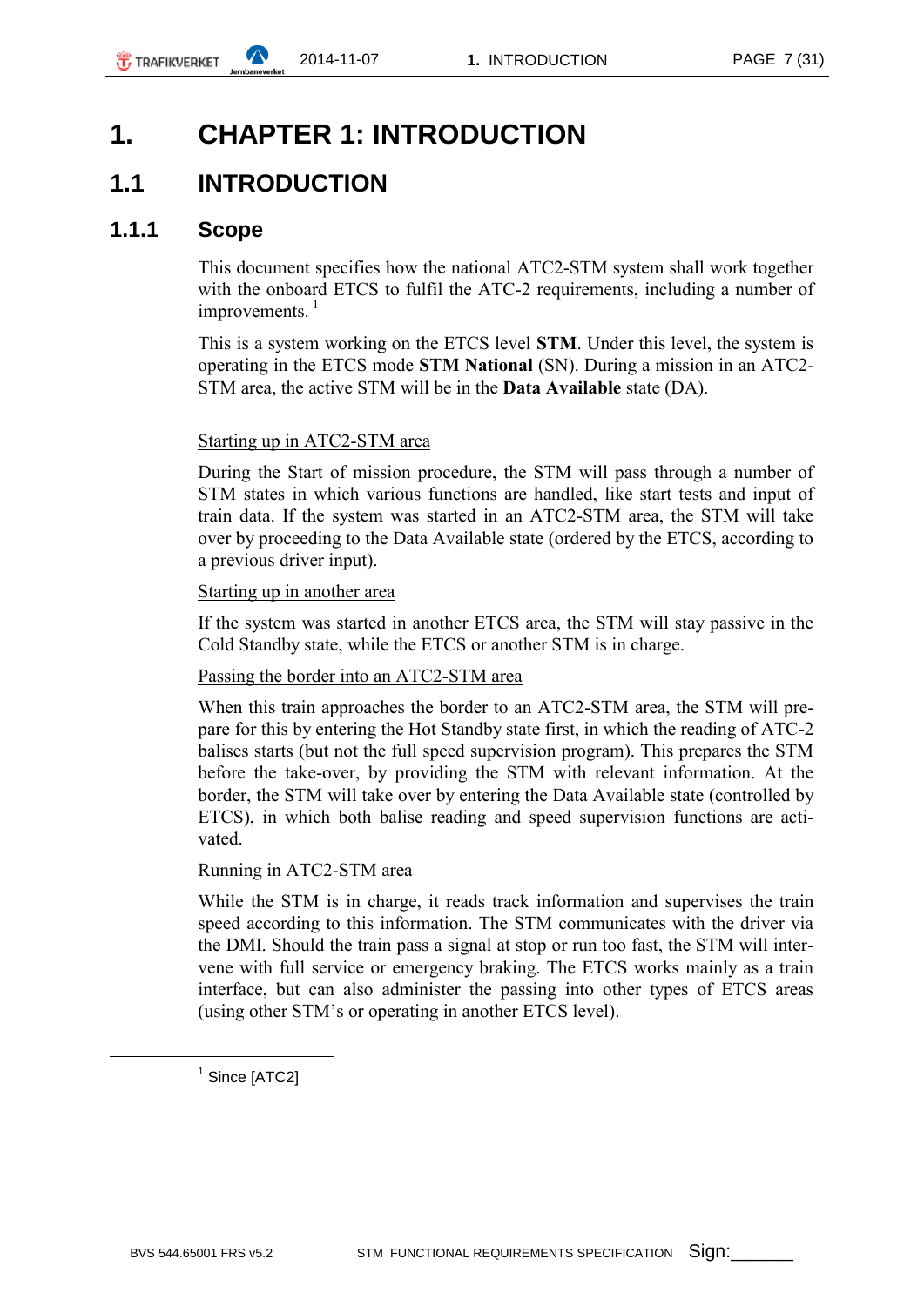# 1. CHAPTER 1: INTRODUCTION

## 1.1 INTRODUCTION

### 1.1.1 Scope

This document specifies how the national ATC2-STM system shall work together with the onboard ETCS to fulfil the ATC-2 requirements, including a number of improvements. [1]

This is a system working on the ETCS level **STM**. Under this level, the system is operating in the ETCS mode **STM National** (SN). During a mission in an ATC2-STM area, the active STM will be in the **Data Available** state (DA).

<u>Starting up in ATC2-STM area</u>

During the Start of mission procedure, the STM will pass through a number of STM states in which various functions are handled, like start tests and input of train data. If the system was started in an ATC2-STM area, the STM will take over by proceeding to the Data Available state (ordered by the ETCS, according to a previous driver input).

<u>Starting up in another area</u>

If the system was started in another ETCS area, the STM will stay passive in the Cold Standby state, while the ETCS or another STM is in charge.

<u>Passing the border into an ATC2-STM area</u>

When this train approaches the border to an ATC2-STM area, the STM will prepare for this by entering the Hot Standby state first, in which the reading of ATC-2 balises starts (but not the full speed supervision program). This prepares the STM before the take-over, by providing the STM with relevant information. At the border, the STM will take over by entering the Data Available state (controlled by ETCS), in which both balise reading and speed supervision functions are activated.

<u>Running in ATC2-STM area</u>

While the STM is in charge, it reads track information and supervises the train speed according to this information. The STM communicates with the driver via the DMI. Should the train pass a signal at stop or run too fast, the STM will intervene with full service or emergency braking. The ETCS works mainly as a train interface, but can also administer the passing into other types of ETCS areas (using other STM's or operating in another ETCS level).

---

[1] Since [ATC2]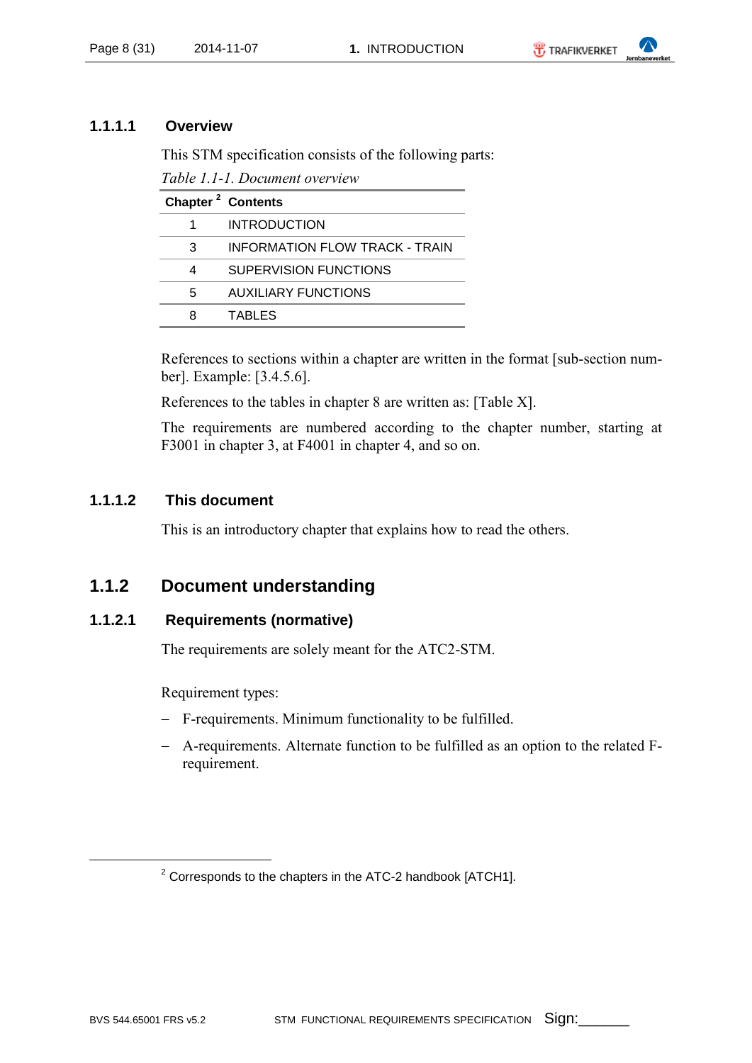#### 1.1.1.1 Overview

This STM specification consists of the following parts:

*Table 1.1-1. Document overview*

| Chapter [2] | Contents |
|---|---|
| 1 | INTRODUCTION |
| 3 | INFORMATION FLOW TRACK - TRAIN |
| 4 | SUPERVISION FUNCTIONS |
| 5 | AUXILIARY FUNCTIONS |
| 8 | TABLES |

References to sections within a chapter are written in the format [sub-section number]. Example: [3.4.5.6].

References to the tables in chapter 8 are written as: [Table X].

The requirements are numbered according to the chapter number, starting at F3001 in chapter 3, at F4001 in chapter 4, and so on.

#### 1.1.1.2 This document

This is an introductory chapter that explains how to read the others.

### 1.1.2 Document understanding

#### 1.1.2.1 Requirements (normative)

The requirements are solely meant for the ATC2-STM.

Requirement types:

- F-requirements. Minimum functionality to be fulfilled.
- A-requirements. Alternate function to be fulfilled as an option to the related F-requirement.

---

[2] Corresponds to the chapters in the ATC-2 handbook [ATCH1].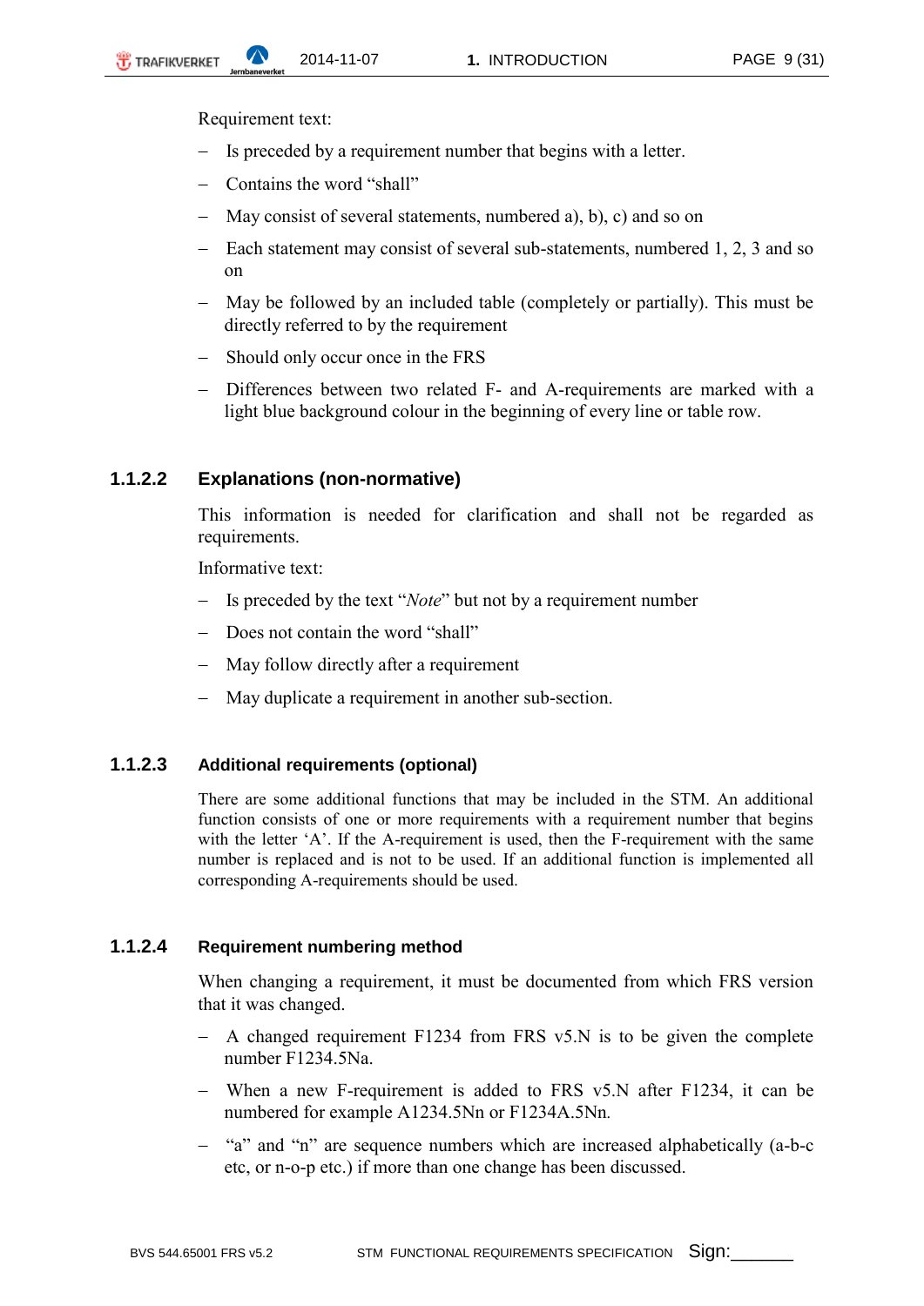Requirement text:

- Is preceded by a requirement number that begins with a letter.
- Contains the word “shall”
- May consist of several statements, numbered a), b), c) and so on
- Each statement may consist of several sub-statements, numbered 1, 2, 3 and so on
- May be followed by an included table (completely or partially). This must be directly referred to by the requirement
- Should only occur once in the FRS
- Differences between two related F- and A-requirements are marked with a light blue background colour in the beginning of every line or table row.

#### 1.1.2.2 Explanations (non-normative)

This information is needed for clarification and shall not be regarded as requirements.

Informative text:

- Is preceded by the text “*Note*” but not by a requirement number
- Does not contain the word “shall”
- May follow directly after a requirement
- May duplicate a requirement in another sub-section.

#### 1.1.2.3 Additional requirements (optional)

There are some additional functions that may be included in the STM. An additional function consists of one or more requirements with a requirement number that begins with the letter ‘A’. If the A-requirement is used, then the F-requirement with the same number is replaced and is not to be used. If an additional function is implemented all corresponding A-requirements should be used.

#### 1.1.2.4 Requirement numbering method

When changing a requirement, it must be documented from which FRS version that it was changed.

- A changed requirement F1234 from FRS v5.N is to be given the complete number F1234.5Na.
- When a new F-requirement is added to FRS v5.N after F1234, it can be numbered for example A1234.5Nn or F1234A.5Nn.
- “a” and “n” are sequence numbers which are increased alphabetically (a-b-c etc, or n-o-p etc.) if more than one change has been discussed.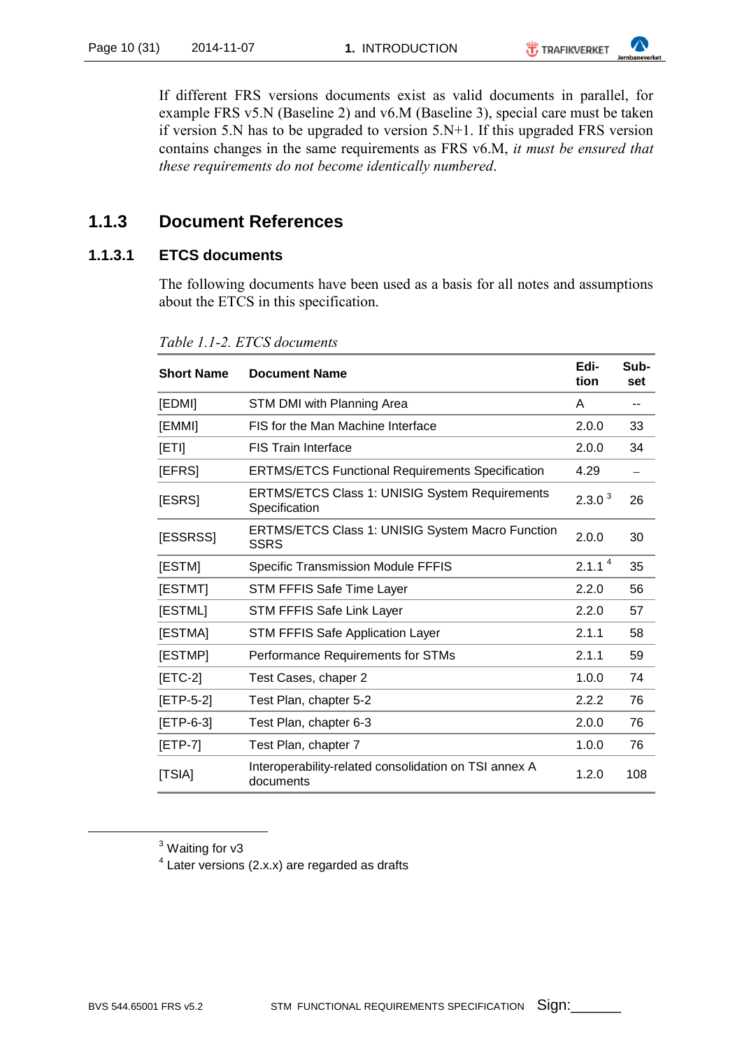If different FRS versions documents exist as valid documents in parallel, for example FRS v5.N (Baseline 2) and v6.M (Baseline 3), special care must be taken if version 5.N has to be upgraded to version 5.N+1. If this upgraded FRS version contains changes in the same requirements as FRS v6.M, *it must be ensured that these requirements do not become identically numbered*.

### 1.1.3 Document References

#### 1.1.3.1 ETCS documents

The following documents have been used as a basis for all notes and assumptions about the ETCS in this specification.

*Table 1.1-2. ETCS documents*

| Short Name | Document Name | Edition | Subset |
|---|---|---|---|
| [EDMI] | STM DMI with Planning Area | A | -- |
| [EMMI] | FIS for the Man Machine Interface | 2.0.0 | 33 |
| [ETI] | FIS Train Interface | 2.0.0 | 34 |
| [EFRS] | ERTMS/ETCS Functional Requirements Specification | 4.29 | – |
| [ESRS] | ERTMS/ETCS Class 1: UNISIG System Requirements Specification | 2.3.0 [3] | 26 |
| [ESSRSS] | ERTMS/ETCS Class 1: UNISIG System Macro Function SSRS | 2.0.0 | 30 |
| [ESTM] | Specific Transmission Module FFFIS | 2.1.1 [4] | 35 |
| [ESTMT] | STM FFFIS Safe Time Layer | 2.2.0 | 56 |
| [ESTML] | STM FFFIS Safe Link Layer | 2.2.0 | 57 |
| [ESTMA] | STM FFFIS Safe Application Layer | 2.1.1 | 58 |
| [ESTMP] | Performance Requirements for STMs | 2.1.1 | 59 |
| [ETC-2] | Test Cases, chaper 2 | 1.0.0 | 74 |
| [ETP-5-2] | Test Plan, chapter 5-2 | 2.2.2 | 76 |
| [ETP-6-3] | Test Plan, chapter 6-3 | 2.0.0 | 76 |
| [ETP-7] | Test Plan, chapter 7 | 1.0.0 | 76 |
| [TSIA] | Interoperability-related consolidation on TSI annex A documents | 1.2.0 | 108 |

[3] Waiting for v3

[4] Later versions (2.x.x) are regarded as drafts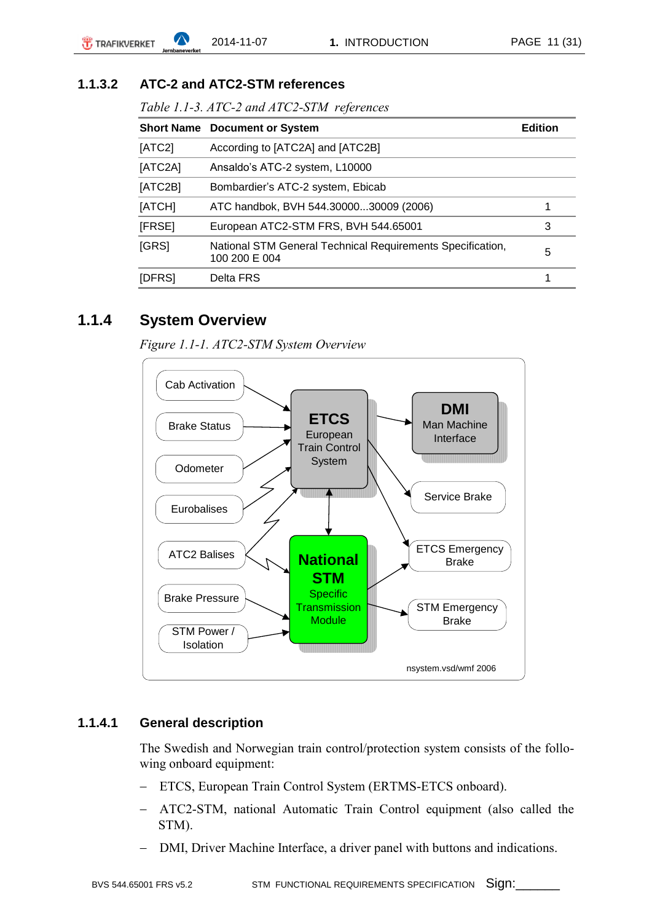### 1.1.3.2 ATC-2 and ATC2-STM references

*Table 1.1-3. ATC-2 and ATC2-STM references*

| Short Name | Document or System | Edition |
|---|---|---|
| [ATC2] | According to [ATC2A] and [ATC2B] | |
| [ATC2A] | Ansaldo's ATC-2 system, L10000 | |
| [ATC2B] | Bombardier's ATC-2 system, Ebicab | |
| [ATCH] | ATC handbok, BVH 544.30000...30009 (2006) | 1 |
| [FRSE] | European ATC2-STM FRS, BVH 544.65001 | 3 |
| [GRS] | National STM General Technical Requirements Specification, 100 200 E 004 | 5 |
| [DFRS] | Delta FRS | 1 |

## 1.1.4 System Overview

*Figure 1.1-1. ATC2-STM System Overview*

### 1.1.4.1 General description

The Swedish and Norwegian train control/protection system consists of the following onboard equipment:

- ETCS, European Train Control System (ERTMS-ETCS onboard).
- ATC2-STM, national Automatic Train Control equipment (also called the STM).
- DMI, Driver Machine Interface, a driver panel with buttons and indications.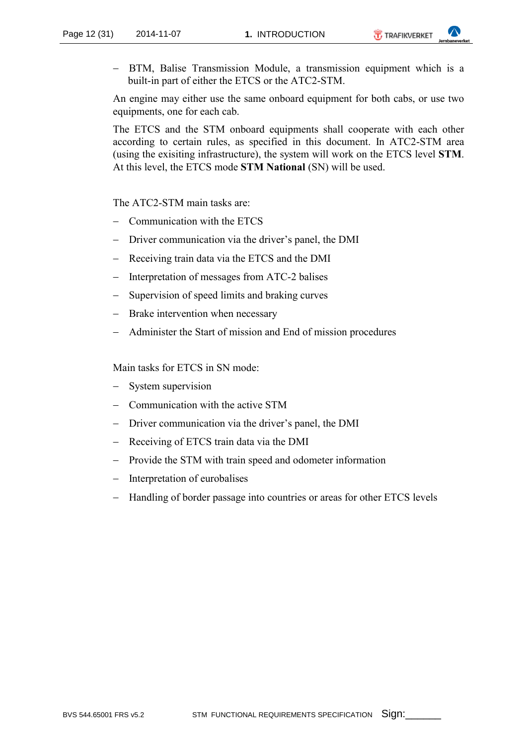- BTM, Balise Transmission Module, a transmission equipment which is a built-in part of either the ETCS or the ATC2-STM.

An engine may either use the same onboard equipment for both cabs, or use two equipments, one for each cab.

The ETCS and the STM onboard equipments shall cooperate with each other according to certain rules, as specified in this document. In ATC2-STM area (using the exisiting infrastructure), the system will work on the ETCS level **STM**. At this level, the ETCS mode **STM National** (SN) will be used.

The ATC2-STM main tasks are:

- Communication with the ETCS
- Driver communication via the driver's panel, the DMI
- Receiving train data via the ETCS and the DMI
- Interpretation of messages from ATC-2 balises
- Supervision of speed limits and braking curves
- Brake intervention when necessary
- Administer the Start of mission and End of mission procedures

Main tasks for ETCS in SN mode:

- System supervision
- Communication with the active STM
- Driver communication via the driver's panel, the DMI
- Receiving of ETCS train data via the DMI
- Provide the STM with train speed and odometer information
- Interpretation of eurobalises
- Handling of border passage into countries or areas for other ETCS levels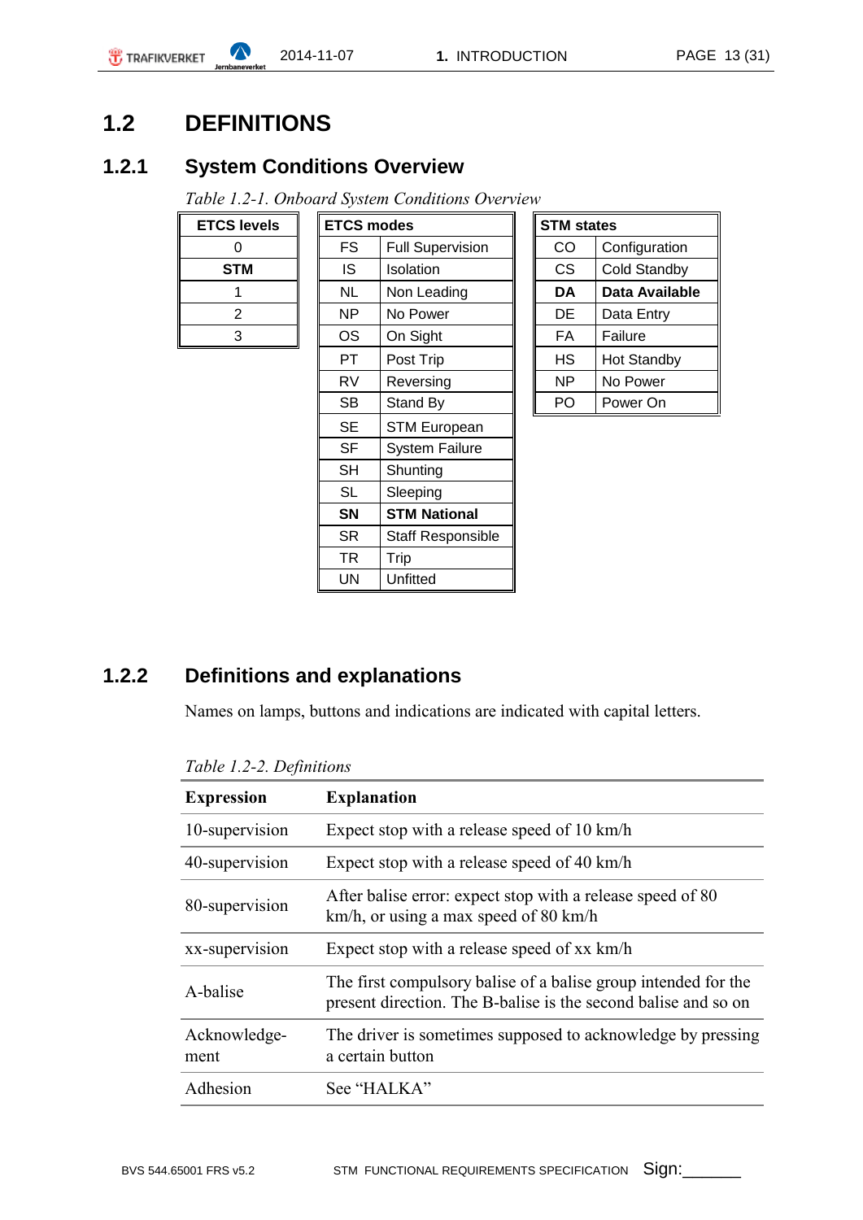## 1.2 DEFINITIONS

### 1.2.1 System Conditions Overview

*Table 1.2-1. Onboard System Conditions Overview*

| ETCS levels |
|---|
| 0 |
| **STM** |
| 1 |
| 2 |
| 3 |

| ETCS modes | |
|---|---|
| FS | Full Supervision |
| IS | Isolation |
| NL | Non Leading |
| NP | No Power |
| OS | On Sight |
| PT | Post Trip |
| RV | Reversing |
| SB | Stand By |
| SE | STM European |
| SF | System Failure |
| SH | Shunting |
| SL | Sleeping |
| **SN** | **STM National** |
| SR | Staff Responsible |
| TR | Trip |
| UN | Unfitted |

| STM states | |
|---|---|
| CO | Configuration |
| CS | Cold Standby |
| **DA** | **Data Available** |
| DE | Data Entry |
| FA | Failure |
| HS | Hot Standby |
| NP | No Power |
| PO | Power On |

### 1.2.2 Definitions and explanations

Names on lamps, buttons and indications are indicated with capital letters.

*Table 1.2-2. Definitions*

| Expression | Explanation |
|---|---|
| 10-supervision | Expect stop with a release speed of 10 km/h |
| 40-supervision | Expect stop with a release speed of 40 km/h |
| 80-supervision | After balise error: expect stop with a release speed of 80 km/h, or using a max speed of 80 km/h |
| xx-supervision | Expect stop with a release speed of xx km/h |
| A-balise | The first compulsory balise of a balise group intended for the present direction. The B-balise is the second balise and so on |
| Acknowledge-ment | The driver is sometimes supposed to acknowledge by pressing a certain button |
| Adhesion | See "HALKA" |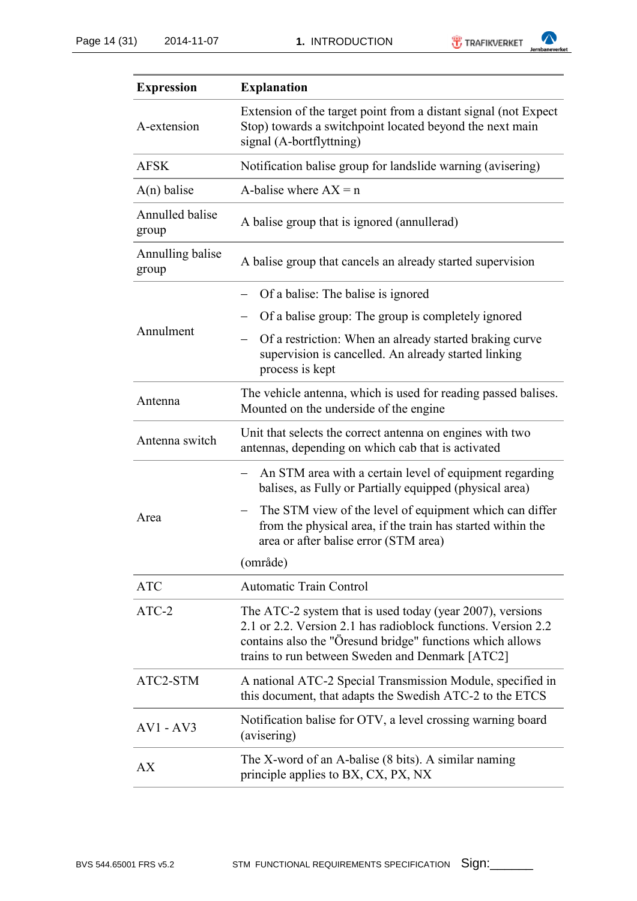| Expression | Explanation |
|---|---|
| A-extension | Extension of the target point from a distant signal (not Expect Stop) towards a switchpoint located beyond the next main signal (A-bortflyttning) |
| AFSK | Notification balise group for landslide warning (avisering) |
| A(n) balise | A-balise where AX = n |
| Annulled balise group | A balise group that is ignored (annullerad) |
| Annulling balise group | A balise group that cancels an already started supervision |
| Annulment | – Of a balise: The balise is ignored<br>– Of a balise group: The group is completely ignored<br>– Of a restriction: When an already started braking curve supervision is cancelled. An already started linking process is kept |
| Antenna | The vehicle antenna, which is used for reading passed balises. Mounted on the underside of the engine |
| Antenna switch | Unit that selects the correct antenna on engines with two antennas, depending on which cab that is activated |
| Area | – An STM area with a certain level of equipment regarding balises, as Fully or Partially equipped (physical area)<br>– The STM view of the level of equipment which can differ from the physical area, if the train has started within the area or after balise error (STM area)<br>(område) |
| ATC | Automatic Train Control |
| ATC-2 | The ATC-2 system that is used today (year 2007), versions 2.1 or 2.2. Version 2.1 has radioblock functions. Version 2.2 contains also the "Öresund bridge" functions which allows trains to run between Sweden and Denmark [ATC2] |
| ATC2-STM | A national ATC-2 Special Transmission Module, specified in this document, that adapts the Swedish ATC-2 to the ETCS |
| AV1 - AV3 | Notification balise for OTV, a level crossing warning board (avisering) |
| AX | The X-word of an A-balise (8 bits). A similar naming principle applies to BX, CX, PX, NX |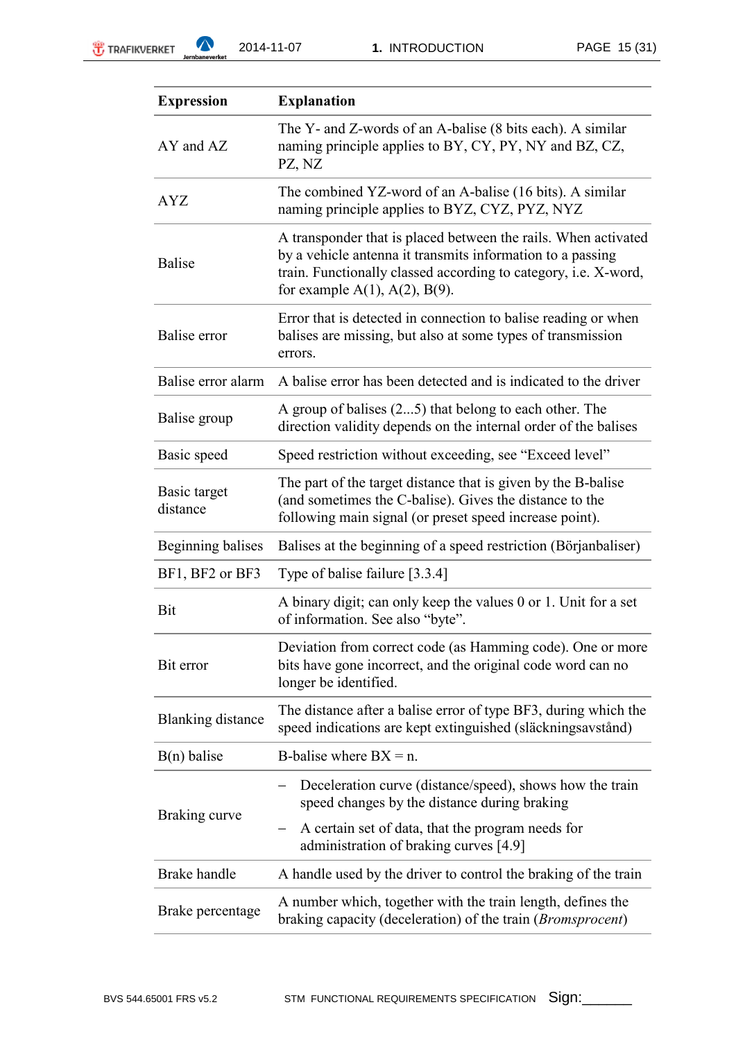| Expression | Explanation |
|---|---|
| AY and AZ | The Y- and Z-words of an A-balise (8 bits each). A similar naming principle applies to BY, CY, PY, NY and BZ, CZ, PZ, NZ |
| AYZ | The combined YZ-word of an A-balise (16 bits). A similar naming principle applies to BYZ, CYZ, PYZ, NYZ |
| Balise | A transponder that is placed between the rails. When activated by a vehicle antenna it transmits information to a passing train. Functionally classed according to category, i.e. X-word, for example A(1), A(2), B(9). |
| Balise error | Error that is detected in connection to balise reading or when balises are missing, but also at some types of transmission errors. |
| Balise error alarm | A balise error has been detected and is indicated to the driver |
| Balise group | A group of balises (2...5) that belong to each other. The direction validity depends on the internal order of the balises |
| Basic speed | Speed restriction without exceeding, see “Exceed level” |
| Basic target distance | The part of the target distance that is given by the B-balise (and sometimes the C-balise). Gives the distance to the following main signal (or preset speed increase point). |
| Beginning balises | Balises at the beginning of a speed restriction (Börjanbaliser) |
| BF1, BF2 or BF3 | Type of balise failure [3.3.4] |
| Bit | A binary digit; can only keep the values 0 or 1. Unit for a set of information. See also “byte”. |
| Bit error | Deviation from correct code (as Hamming code). One or more bits have gone incorrect, and the original code word can no longer be identified. |
| Blanking distance | The distance after a balise error of type BF3, during which the speed indications are kept extinguished (släckningsavstånd) |
| B(n) balise | B-balise where BX = n. |
| Braking curve | – Deceleration curve (distance/speed), shows how the train speed changes by the distance during braking<br>– A certain set of data, that the program needs for administration of braking curves [4.9] |
| Brake handle | A handle used by the driver to control the braking of the train |
| Brake percentage | A number which, together with the train length, defines the braking capacity (deceleration) of the train (*Bromsprocent*) |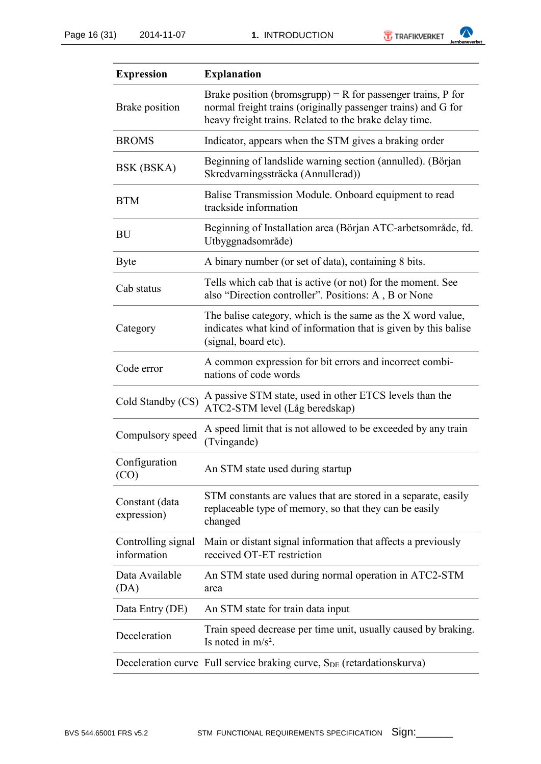| Expression | Explanation |
|---|---|
| Brake position | Brake position (bromsgrupp) = R for passenger trains, P for normal freight trains (originally passenger trains) and G for heavy freight trains. Related to the brake delay time. |
| BROMS | Indicator, appears when the STM gives a braking order |
| BSK (BSKA) | Beginning of landslide warning section (annulled). (Början Skredvarningssträcka (Annullerad)) |
| BTM | Balise Transmission Module. Onboard equipment to read trackside information |
| BU | Beginning of Installation area (Början ATC-arbetsområde, fd. Utbyggnadsområde) |
| Byte | A binary number (or set of data), containing 8 bits. |
| Cab status | Tells which cab that is active (or not) for the moment. See also “Direction controller”. Positions: A , B or None |
| Category | The balise category, which is the same as the X word value, indicates what kind of information that is given by this balise (signal, board etc). |
| Code error | A common expression for bit errors and incorrect combi-nations of code words |
| Cold Standby (CS) | A passive STM state, used in other ETCS levels than the ATC2-STM level (Låg beredskap) |
| Compulsory speed | A speed limit that is not allowed to be exceeded by any train (Tvingande) |
| Configuration (CO) | An STM state used during startup |
| Constant (data expression) | STM constants are values that are stored in a separate, easily replaceable type of memory, so that they can be easily changed |
| Controlling signal information | Main or distant signal information that affects a previously received OT-ET restriction |
| Data Available (DA) | An STM state used during normal operation in ATC2-STM area |
| Data Entry (DE) | An STM state for train data input |
| Deceleration | Train speed decrease per time unit, usually caused by braking. Is noted in m/s². |
| Deceleration curve | Full service braking curve, $S_{DE}$ (retardationskurva) |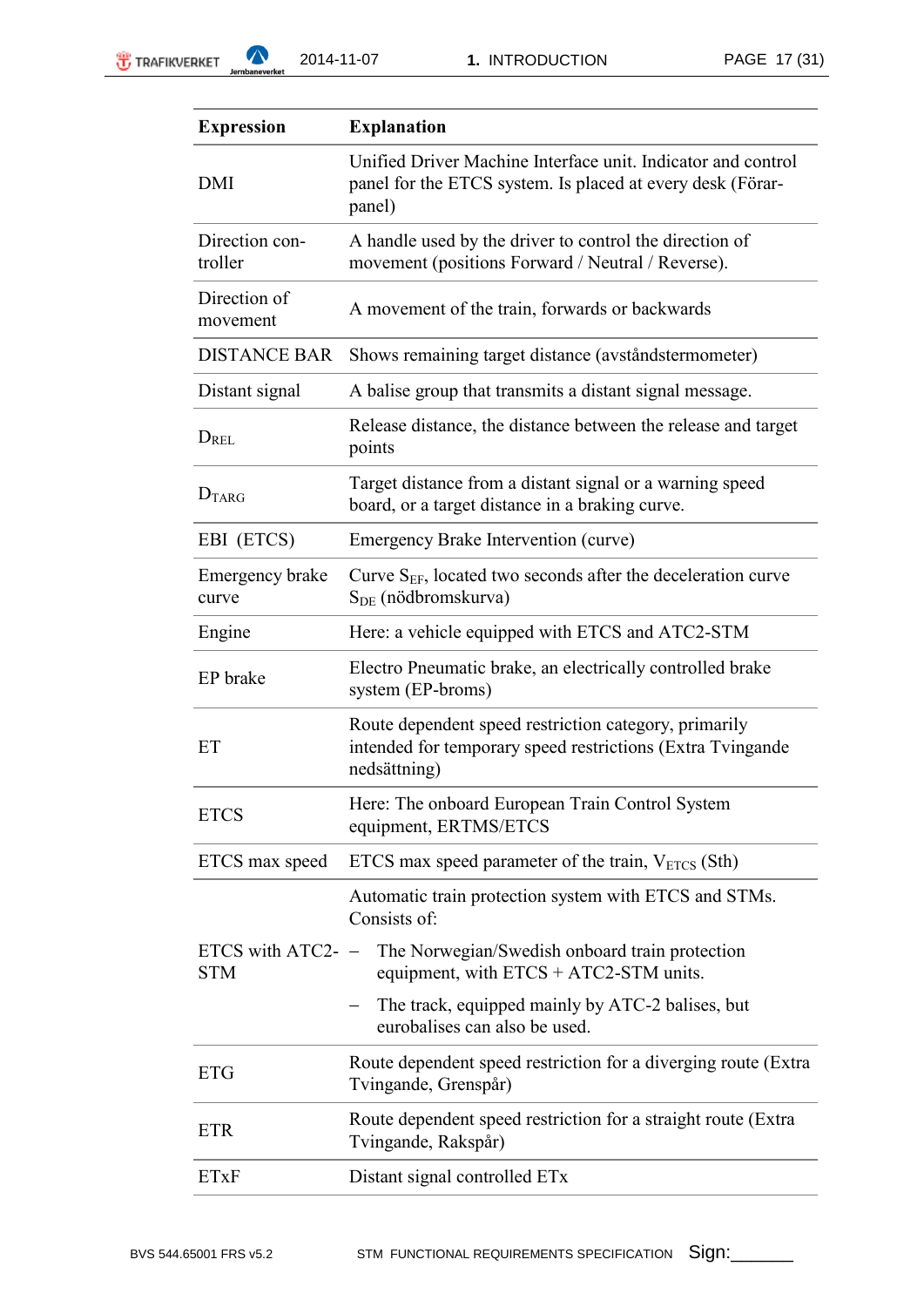| Expression | Explanation |
|---|---|
| DMI | Unified Driver Machine Interface unit. Indicator and control panel for the ETCS system. Is placed at every desk (Förar-panel) |
| Direction con-troller | A handle used by the driver to control the direction of movement (positions Forward / Neutral / Reverse). |
| Direction of movement | A movement of the train, forwards or backwards |
| DISTANCE BAR | Shows remaining target distance (avståndstermometer) |
| Distant signal | A balise group that transmits a distant signal message. |
| $D_{REL}$ | Release distance, the distance between the release and target points |
| $D_{TARG}$ | Target distance from a distant signal or a warning speed board, or a target distance in a braking curve. |
| EBI (ETCS) | Emergency Brake Intervention (curve) |
| Emergency brake curve | Curve $S_{EF}$, located two seconds after the deceleration curve $S_{DE}$ (nödbromskurva) |
| Engine | Here: a vehicle equipped with ETCS and ATC2-STM |
| EP brake | Electro Pneumatic brake, an electrically controlled brake system (EP-broms) |
| ET | Route dependent speed restriction category, primarily intended for temporary speed restrictions (Extra Tvingande nedsättning) |
| ETCS | Here: The onboard European Train Control System equipment, ERTMS/ETCS |
| ETCS max speed | ETCS max speed parameter of the train, $V_{ETCS}$ (Sth) |
| ETCS with ATC2-STM | Automatic train protection system with ETCS and STMs. Consists of:<br>– The Norwegian/Swedish onboard train protection equipment, with ETCS + ATC2-STM units.<br>– The track, equipped mainly by ATC-2 balises, but eurobalises can also be used. |
| ETG | Route dependent speed restriction for a diverging route (Extra Tvingande, Grenspår) |
| ETR | Route dependent speed restriction for a straight route (Extra Tvingande, Rakspår) |
| ETxF | Distant signal controlled ETx |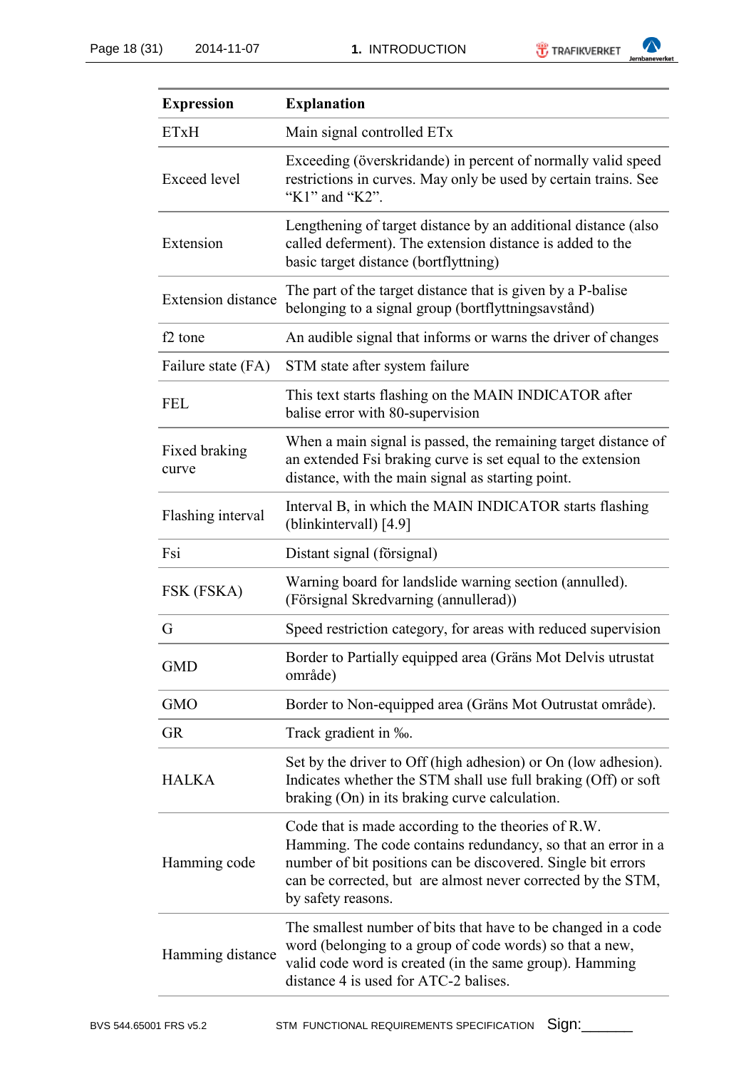| Expression | Explanation |
|---|---|
| ETxH | Main signal controlled ETx |
| Exceed level | Exceeding (överskridande) in percent of normally valid speed restrictions in curves. May only be used by certain trains. See “K1” and “K2”. |
| Extension | Lengthening of target distance by an additional distance (also called deferment). The extension distance is added to the basic target distance (bortflyttning) |
| Extension distance | The part of the target distance that is given by a P-balise belonging to a signal group (bortflyttningsavstånd) |
| f2 tone | An audible signal that informs or warns the driver of changes |
| Failure state (FA) | STM state after system failure |
| FEL | This text starts flashing on the MAIN INDICATOR after balise error with 80-supervision |
| Fixed braking curve | When a main signal is passed, the remaining target distance of an extended Fsi braking curve is set equal to the extension distance, with the main signal as starting point. |
| Flashing interval | Interval B, in which the MAIN INDICATOR starts flashing (blinkintervall) [4.9] |
| Fsi | Distant signal (försignal) |
| FSK (FSKA) | Warning board for landslide warning section (annulled). (Försignal Skredvarning (annullerad)) |
| G | Speed restriction category, for areas with reduced supervision |
| GMD | Border to Partially equipped area (Gräns Mot Delvis utrustat område) |
| GMO | Border to Non-equipped area (Gräns Mot Outrustat område). |
| GR | Track gradient in ‰. |
| HALKA | Set by the driver to Off (high adhesion) or On (low adhesion). Indicates whether the STM shall use full braking (Off) or soft braking (On) in its braking curve calculation. |
| Hamming code | Code that is made according to the theories of R.W. Hamming. The code contains redundancy, so that an error in a number of bit positions can be discovered. Single bit errors can be corrected, but are almost never corrected by the STM, by safety reasons. |
| Hamming distance | The smallest number of bits that have to be changed in a code word (belonging to a group of code words) so that a new, valid code word is created (in the same group). Hamming distance 4 is used for ATC-2 balises. |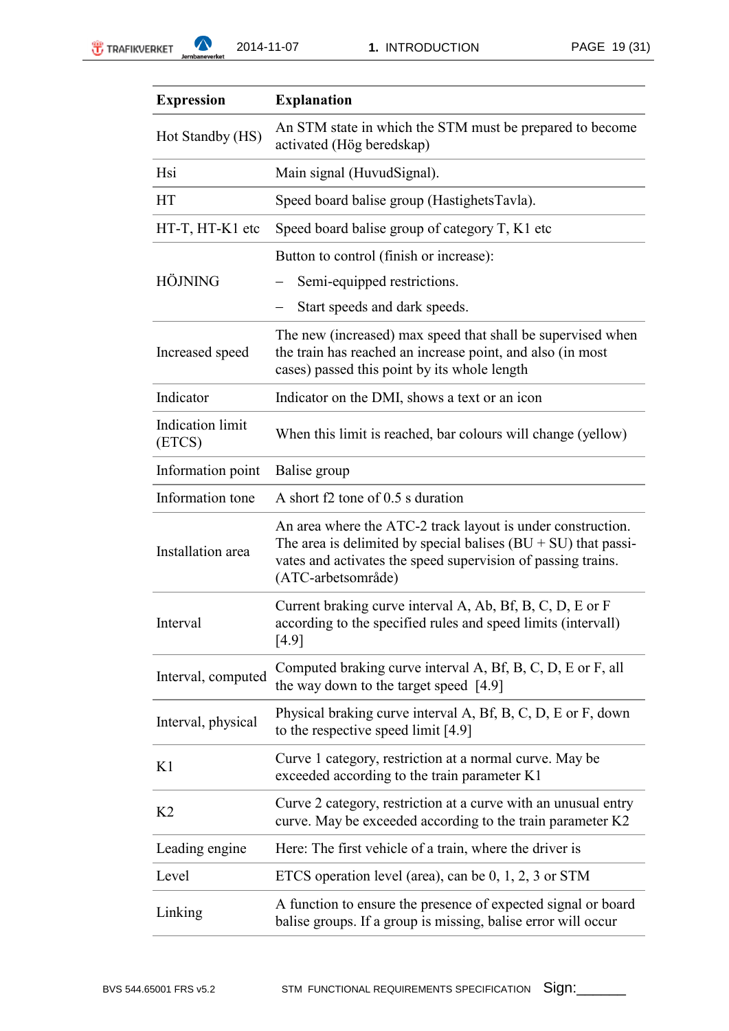| Expression | Explanation |
|---|---|
| Hot Standby (HS) | An STM state in which the STM must be prepared to become activated (Hög beredskap) |
| Hsi | Main signal (HuvudSignal). |
| HT | Speed board balise group (HastighetsTavla). |
| HT-T, HT-K1 etc | Speed board balise group of category T, K1 etc |
| HÖJNING | Button to control (finish or increase):<br>– Semi-equipped restrictions.<br>– Start speeds and dark speeds. |
| Increased speed | The new (increased) max speed that shall be supervised when the train has reached an increase point, and also (in most cases) passed this point by its whole length |
| Indicator | Indicator on the DMI, shows a text or an icon |
| Indication limit (ETCS) | When this limit is reached, bar colours will change (yellow) |
| Information point | Balise group |
| Information tone | A short f2 tone of 0.5 s duration |
| Installation area | An area where the ATC-2 track layout is under construction. The area is delimited by special balises (BU + SU) that passivates and activates the speed supervision of passing trains. (ATC-arbetsområde) |
| Interval | Current braking curve interval A, Ab, Bf, B, C, D, E or F according to the specified rules and speed limits (intervall) [4.9] |
| Interval, computed | Computed braking curve interval A, Bf, B, C, D, E or F, all the way down to the target speed [4.9] |
| Interval, physical | Physical braking curve interval A, Bf, B, C, D, E or F, down to the respective speed limit [4.9] |
| K1 | Curve 1 category, restriction at a normal curve. May be exceeded according to the train parameter K1 |
| K2 | Curve 2 category, restriction at a curve with an unusual entry curve. May be exceeded according to the train parameter K2 |
| Leading engine | Here: The first vehicle of a train, where the driver is |
| Level | ETCS operation level (area), can be 0, 1, 2, 3 or STM |
| Linking | A function to ensure the presence of expected signal or board balise groups. If a group is missing, balise error will occur |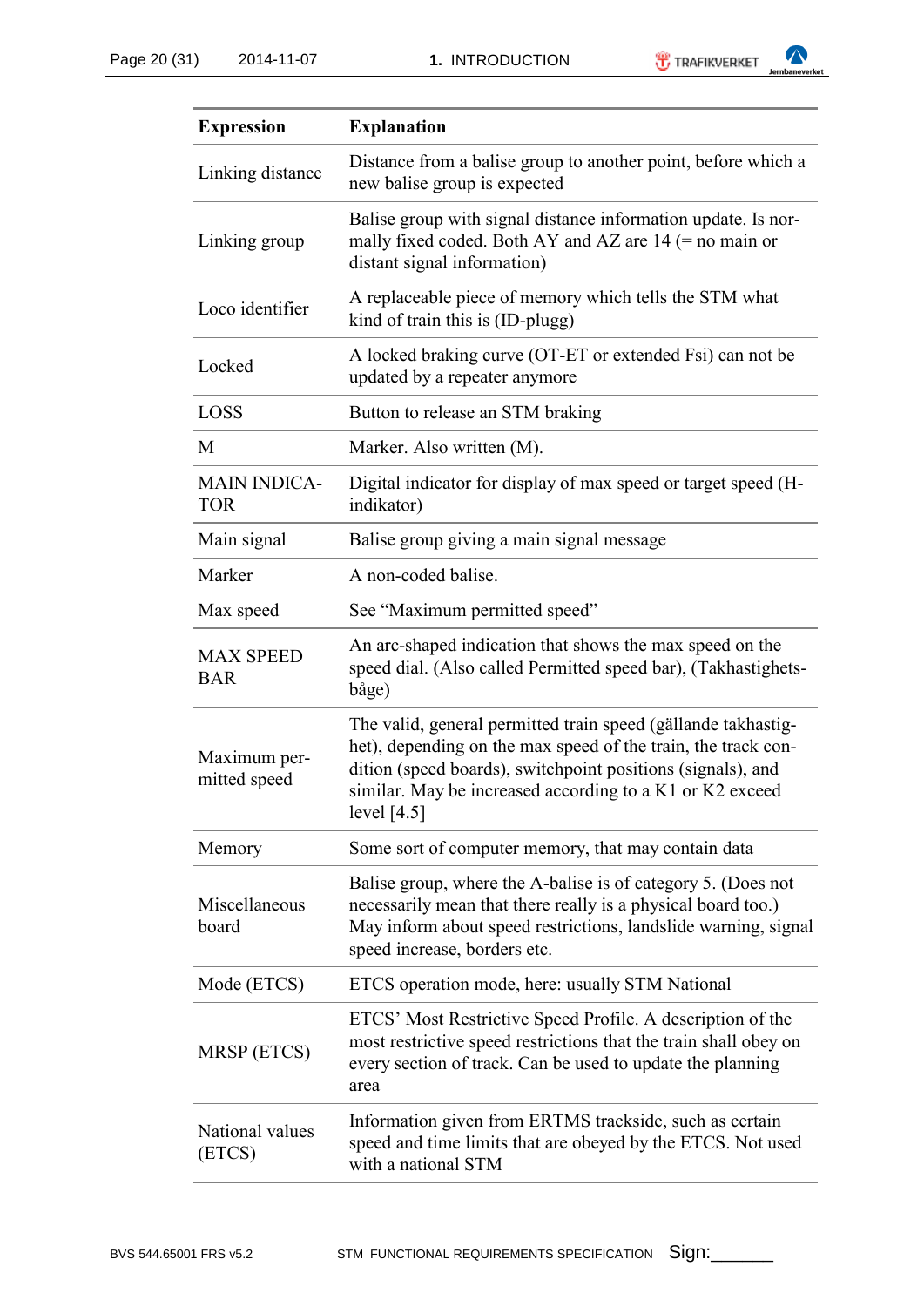| Expression | Explanation |
|---|---|
| Linking distance | Distance from a balise group to another point, before which a new balise group is expected |
| Linking group | Balise group with signal distance information update. Is normally fixed coded. Both AY and AZ are 14 (= no main or distant signal information) |
| Loco identifier | A replaceable piece of memory which tells the STM what kind of train this is (ID-plugg) |
| Locked | A locked braking curve (OT-ET or extended Fsi) can not be updated by a repeater anymore |
| LOSS | Button to release an STM braking |
| M | Marker. Also written (M). |
| MAIN INDICATOR | Digital indicator for display of max speed or target speed (H-indikator) |
| Main signal | Balise group giving a main signal message |
| Marker | A non-coded balise. |
| Max speed | See "Maximum permitted speed" |
| MAX SPEED BAR | An arc-shaped indication that shows the max speed on the speed dial. (Also called Permitted speed bar), (Takhastighetsbåge) |
| Maximum permitted speed | The valid, general permitted train speed (gällande takhastighet), depending on the max speed of the train, the track condition (speed boards), switchpoint positions (signals), and similar. May be increased according to a K1 or K2 exceed level [4.5] |
| Memory | Some sort of computer memory, that may contain data |
| Miscellaneous board | Balise group, where the A-balise is of category 5. (Does not necessarily mean that there really is a physical board too.) May inform about speed restrictions, landslide warning, signal speed increase, borders etc. |
| Mode (ETCS) | ETCS operation mode, here: usually STM National |
| MRSP (ETCS) | ETCS' Most Restrictive Speed Profile. A description of the most restrictive speed restrictions that the train shall obey on every section of track. Can be used to update the planning area |
| National values (ETCS) | Information given from ERTMS trackside, such as certain speed and time limits that are obeyed by the ETCS. Not used with a national STM |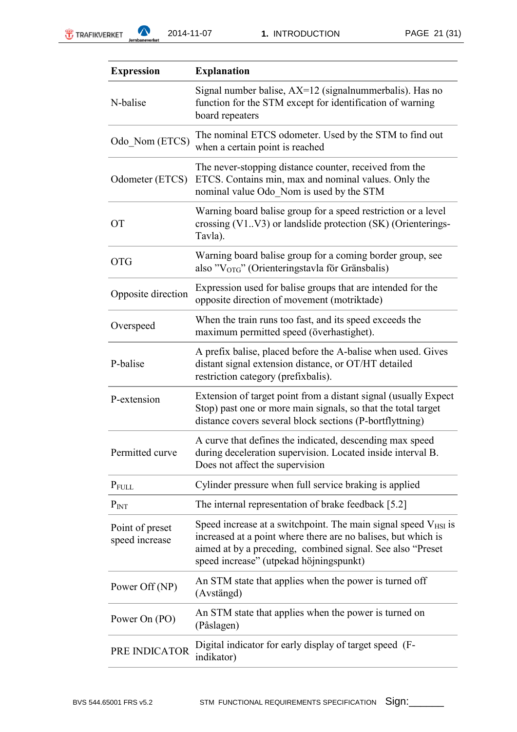| Expression | Explanation |
|---|---|
| N-balise | Signal number balise, AX=12 (signalnummerbalis). Has no function for the STM except for identification of warning board repeaters |
| Odo_Nom (ETCS) | The nominal ETCS odometer. Used by the STM to find out when a certain point is reached |
| Odometer (ETCS) | The never-stopping distance counter, received from the ETCS. Contains min, max and nominal values. Only the nominal value Odo_Nom is used by the STM |
| OT | Warning board balise group for a speed restriction or a level crossing (V1..V3) or landslide protection (SK) (Orienterings-Tavla). |
| OTG | Warning board balise group for a coming border group, see also ”$V_{OTG}$” (Orienteringstavla för Gränsbalis) |
| Opposite direction | Expression used for balise groups that are intended for the opposite direction of movement (motriktade) |
| Overspeed | When the train runs too fast, and its speed exceeds the maximum permitted speed (överhastighet). |
| P-balise | A prefix balise, placed before the A-balise when used. Gives distant signal extension distance, or OT/HT detailed restriction category (prefixbalis). |
| P-extension | Extension of target point from a distant signal (usually Expect Stop) past one or more main signals, so that the total target distance covers several block sections (P-bortflyttning) |
| Permitted curve | A curve that defines the indicated, descending max speed during deceleration supervision. Located inside interval B. Does not affect the supervision |
| $P_{FULL}$ | Cylinder pressure when full service braking is applied |
| $P_{INT}$ | The internal representation of brake feedback [5.2] |
| Point of preset speed increase | Speed increase at a switchpoint. The main signal speed $V_{HSI}$ is increased at a point where there are no balises, but which is aimed at by a preceding, combined signal. See also “Preset speed increase” (utpekad höjningspunkt) |
| Power Off (NP) | An STM state that applies when the power is turned off (Avstängd) |
| Power On (PO) | An STM state that applies when the power is turned on (Påslagen) |
| PRE INDICATOR | Digital indicator for early display of target speed (F-indikator) |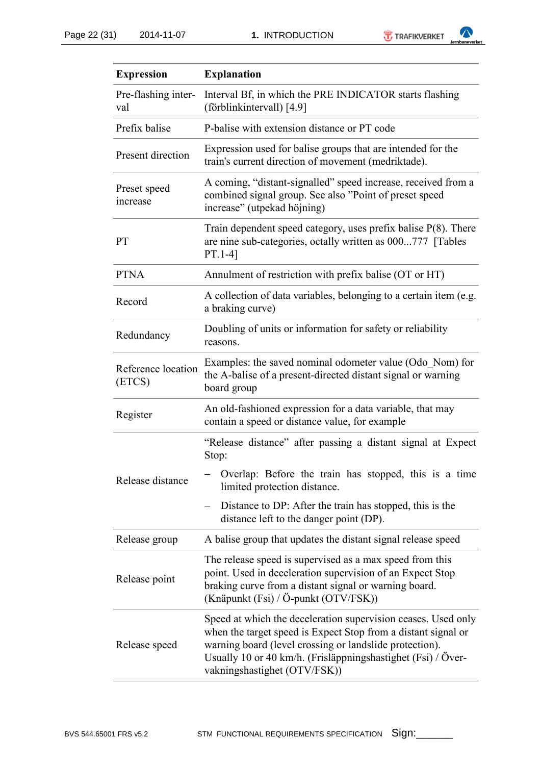| Expression | Explanation |
|---|---|
| Pre-flashing interval | Interval Bf, in which the PRE INDICATOR starts flashing (förblinkintervall) [4.9] |
| Prefix balise | P-balise with extension distance or PT code |
| Present direction | Expression used for balise groups that are intended for the train's current direction of movement (medriktade). |
| Preset speed increase | A coming, "distant-signalled" speed increase, received from a combined signal group. See also "Point of preset speed increase" (utpekad höjning) |
| PT | Train dependent speed category, uses prefix balise P(8). There are nine sub-categories, octally written as 000...777 [Tables PT.1-4] |
| PTNA | Annulment of restriction with prefix balise (OT or HT) |
| Record | A collection of data variables, belonging to a certain item (e.g. a braking curve) |
| Redundancy | Doubling of units or information for safety or reliability reasons. |
| Reference location (ETCS) | Examples: the saved nominal odometer value (Odo_Nom) for the A-balise of a present-directed distant signal or warning board group |
| Register | An old-fashioned expression for a data variable, that may contain a speed or distance value, for example |
| Release distance | "Release distance" after passing a distant signal at Expect Stop:<br>– Overlap: Before the train has stopped, this is a time limited protection distance.<br>– Distance to DP: After the train has stopped, this is the distance left to the danger point (DP). |
| Release group | A balise group that updates the distant signal release speed |
| Release point | The release speed is supervised as a max speed from this point. Used in deceleration supervision of an Expect Stop braking curve from a distant signal or warning board. (Knäpunkt (Fsi) / Ö-punkt (OTV/FSK)) |
| Release speed | Speed at which the deceleration supervision ceases. Used only when the target speed is Expect Stop from a distant signal or warning board (level crossing or landslide protection). Usually 10 or 40 km/h. (Frisläppningshastighet (Fsi) / Övervakningshastighet (OTV/FSK)) |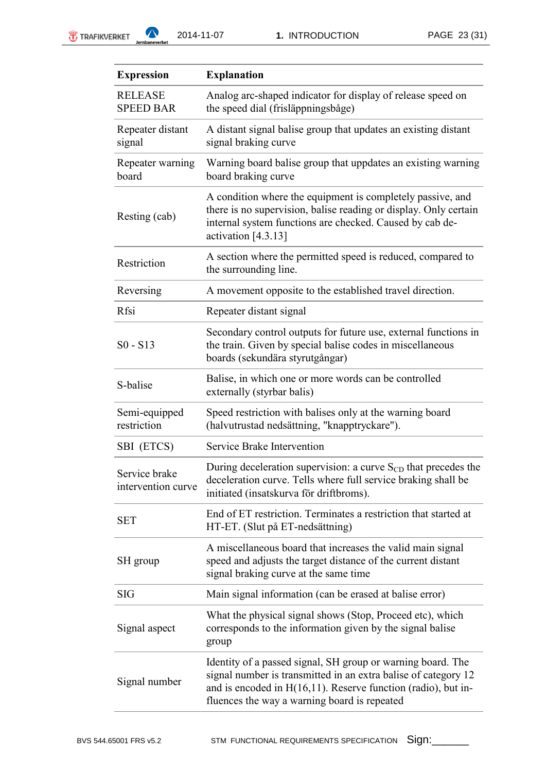| Expression | Explanation |
|---|---|
| RELEASE SPEED BAR | Analog arc-shaped indicator for display of release speed on the speed dial (frisläppningsbåge) |
| Repeater distant signal | A distant signal balise group that updates an existing distant signal braking curve |
| Repeater warning board | Warning board balise group that uppdates an existing warning board braking curve |
| Resting (cab) | A condition where the equipment is completely passive, and there is no supervision, balise reading or display. Only certain internal system functions are checked. Caused by cab de-activation [4.3.13] |
| Restriction | A section where the permitted speed is reduced, compared to the surrounding line. |
| Reversing | A movement opposite to the established travel direction. |
| Rfsi | Repeater distant signal |
| S0 - S13 | Secondary control outputs for future use, external functions in the train. Given by special balise codes in miscellaneous boards (sekundära styrutgångar) |
| S-balise | Balise, in which one or more words can be controlled externally (styrbar balis) |
| Semi-equipped restriction | Speed restriction with balises only at the warning board (halvutrustad nedsättning, "knapptryckare"). |
| SBI (ETCS) | Service Brake Intervention |
| Service brake intervention curve | During deceleration supervision: a curve $S_{CD}$ that precedes the deceleration curve. Tells where full service braking shall be initiated (insatskurva för driftbroms). |
| SET | End of ET restriction. Terminates a restriction that started at HT-ET. (Slut på ET-nedsättning) |
| SH group | A miscellaneous board that increases the valid main signal speed and adjusts the target distance of the current distant signal braking curve at the same time |
| SIG | Main signal information (can be erased at balise error) |
| Signal aspect | What the physical signal shows (Stop, Proceed etc), which corresponds to the information given by the signal balise group |
| Signal number | Identity of a passed signal, SH group or warning board. The signal number is transmitted in an extra balise of category 12 and is encoded in H(16,11). Reserve function (radio), but in-fluences the way a warning board is repeated |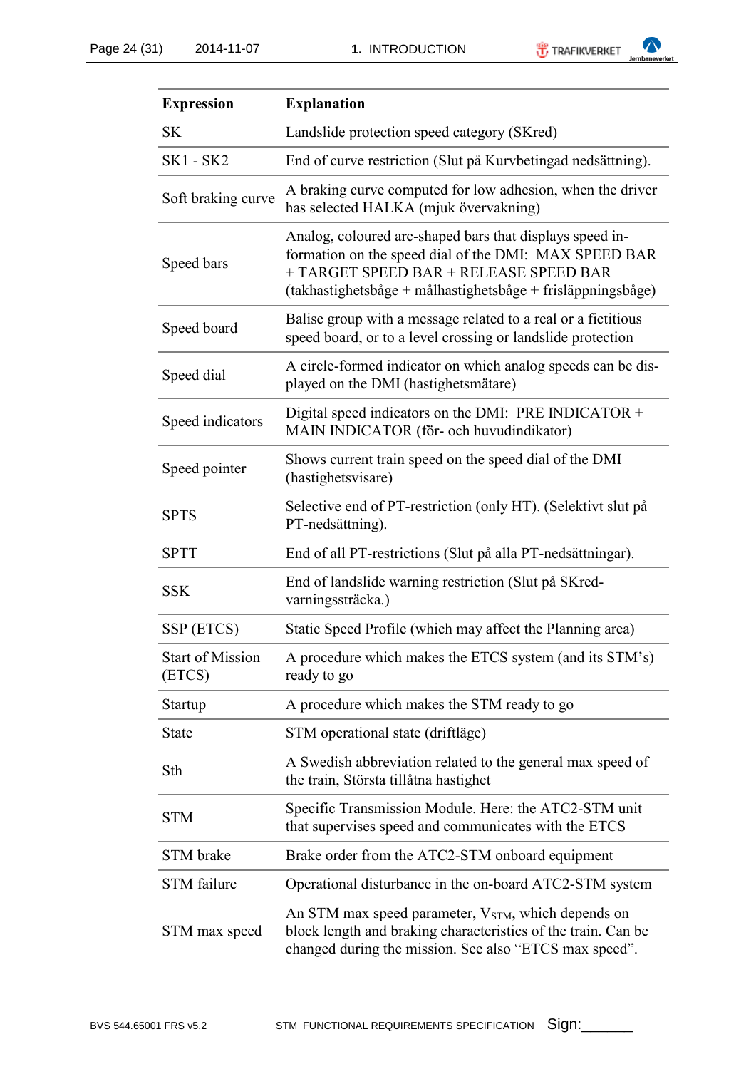| Expression | Explanation |
|---|---|
| SK | Landslide protection speed category (SKred) |
| SK1 - SK2 | End of curve restriction (Slut på Kurvbetingad nedsättning). |
| Soft braking curve | A braking curve computed for low adhesion, when the driver has selected HALKA (mjuk övervakning) |
| Speed bars | Analog, coloured arc-shaped bars that displays speed information on the speed dial of the DMI: MAX SPEED BAR + TARGET SPEED BAR + RELEASE SPEED BAR (takhastighetsbåge + målhastighetsbåge + frisläppningsbåge) |
| Speed board | Balise group with a message related to a real or a fictitious speed board, or to a level crossing or landslide protection |
| Speed dial | A circle-formed indicator on which analog speeds can be displayed on the DMI (hastighetsmätare) |
| Speed indicators | Digital speed indicators on the DMI: PRE INDICATOR + MAIN INDICATOR (för- och huvudindikator) |
| Speed pointer | Shows current train speed on the speed dial of the DMI (hastighetsvisare) |
| SPTS | Selective end of PT-restriction (only HT). (Selektivt slut på PT-nedsättning). |
| SPTT | End of all PT-restrictions (Slut på alla PT-nedsättningar). |
| SSK | End of landslide warning restriction (Slut på SKred-varningssträcka.) |
| SSP (ETCS) | Static Speed Profile (which may affect the Planning area) |
| Start of Mission (ETCS) | A procedure which makes the ETCS system (and its STM's) ready to go |
| Startup | A procedure which makes the STM ready to go |
| State | STM operational state (driftläge) |
| Sth | A Swedish abbreviation related to the general max speed of the train, Största tillåtna hastighet |
| STM | Specific Transmission Module. Here: the ATC2-STM unit that supervises speed and communicates with the ETCS |
| STM brake | Brake order from the ATC2-STM onboard equipment |
| STM failure | Operational disturbance in the on-board ATC2-STM system |
| STM max speed | An STM max speed parameter, $V_{STM}$, which depends on block length and braking characteristics of the train. Can be changed during the mission. See also "ETCS max speed". |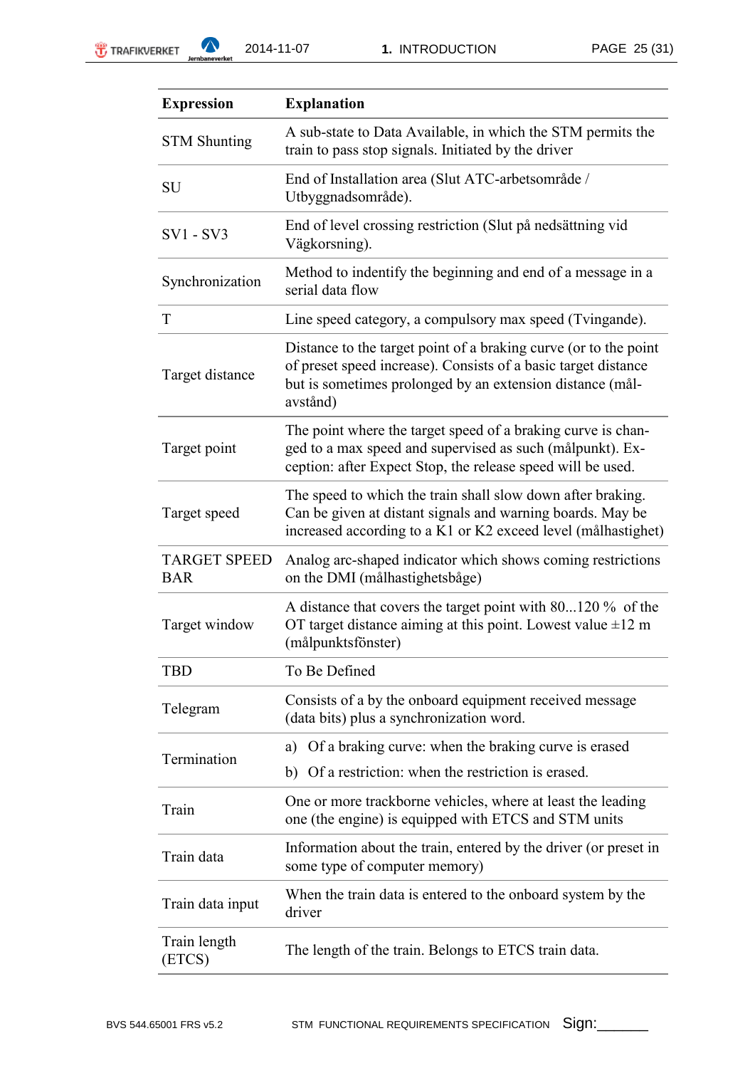| Expression | Explanation |
|---|---|
| STM Shunting | A sub-state to Data Available, in which the STM permits the train to pass stop signals. Initiated by the driver |
| SU | End of Installation area (Slut ATC-arbetsområde / Utbyggnadsområde). |
| SV1 - SV3 | End of level crossing restriction (Slut på nedsättning vid Vägkorsning). |
| Synchronization | Method to indentify the beginning and end of a message in a serial data flow |
| T | Line speed category, a compulsory max speed (Tvingande). |
| Target distance | Distance to the target point of a braking curve (or to the point of preset speed increase). Consists of a basic target distance but is sometimes prolonged by an extension distance (mål-avstånd) |
| Target point | The point where the target speed of a braking curve is changed to a max speed and supervised as such (målpunkt). Exception: after Expect Stop, the release speed will be used. |
| Target speed | The speed to which the train shall slow down after braking. Can be given at distant signals and warning boards. May be increased according to a K1 or K2 exceed level (målhastighet) |
| TARGET SPEED BAR | Analog arc-shaped indicator which shows coming restrictions on the DMI (målhastighetsbåge) |
| Target window | A distance that covers the target point with 80...120 % of the OT target distance aiming at this point. Lowest value ±12 m (målpunktsfönster) |
| TBD | To Be Defined |
| Telegram | Consists of a by the onboard equipment received message (data bits) plus a synchronization word. |
| Termination | a) Of a braking curve: when the braking curve is erased<br>b) Of a restriction: when the restriction is erased. |
| Train | One or more trackborne vehicles, where at least the leading one (the engine) is equipped with ETCS and STM units |
| Train data | Information about the train, entered by the driver (or preset in some type of computer memory) |
| Train data input | When the train data is entered to the onboard system by the driver |
| Train length (ETCS) | The length of the train. Belongs to ETCS train data. |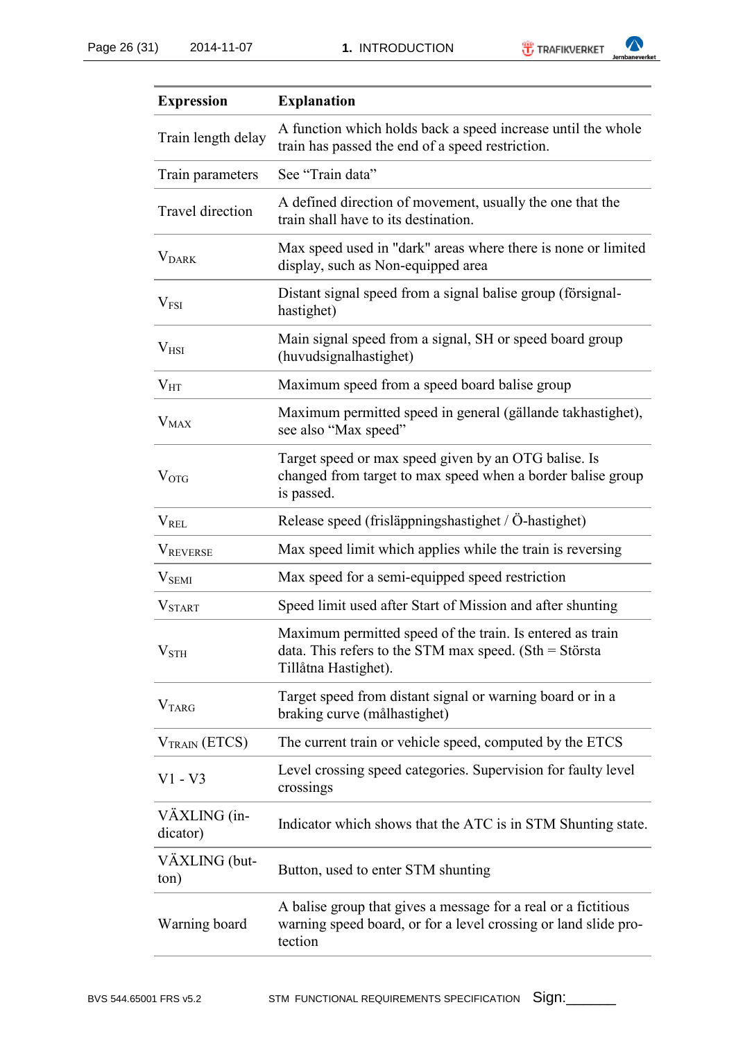| Expression | Explanation |
|---|---|
| Train length delay | A function which holds back a speed increase until the whole train has passed the end of a speed restriction. |
| Train parameters | See “Train data” |
| Travel direction | A defined direction of movement, usually the one that the train shall have to its destination. |
| $V_{DARK}$ | Max speed used in "dark" areas where there is none or limited display, such as Non-equipped area |
| $V_{FSI}$ | Distant signal speed from a signal balise group (försignal-hastighet) |
| $V_{HSI}$ | Main signal speed from a signal, SH or speed board group (huvudsignalhastighet) |
| $V_{HT}$ | Maximum speed from a speed board balise group |
| $V_{MAX}$ | Maximum permitted speed in general (gällande takhastighet), see also “Max speed” |
| $V_{OTG}$ | Target speed or max speed given by an OTG balise. Is changed from target to max speed when a border balise group is passed. |
| $V_{REL}$ | Release speed (frisläppningshastighet / Ö-hastighet) |
| $V_{REVERSE}$ | Max speed limit which applies while the train is reversing |
| $V_{SEMI}$ | Max speed for a semi-equipped speed restriction |
| $V_{START}$ | Speed limit used after Start of Mission and after shunting |
| $V_{STH}$ | Maximum permitted speed of the train. Is entered as train data. This refers to the STM max speed. (Sth = Största Tillåtna Hastighet). |
| $V_{TARG}$ | Target speed from distant signal or warning board or in a braking curve (målhastighet) |
| $V_{TRAIN}$ (ETCS) | The current train or vehicle speed, computed by the ETCS |
| V1 - V3 | Level crossing speed categories. Supervision for faulty level crossings |
| VÄXLING (indicator) | Indicator which shows that the ATC is in STM Shunting state. |
| VÄXLING (button) | Button, used to enter STM shunting |
| Warning board | A balise group that gives a message for a real or a fictitious warning speed board, or for a level crossing or land slide protection |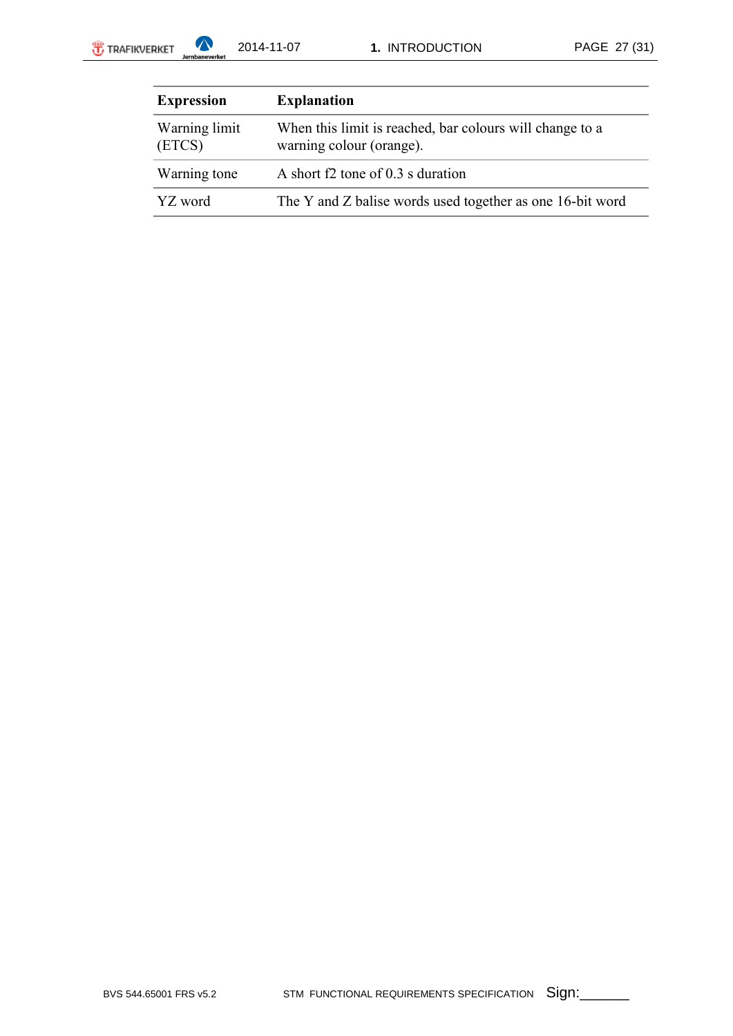| Expression | Explanation |
|---|---|
| Warning limit (ETCS) | When this limit is reached, bar colours will change to a warning colour (orange). |
| Warning tone | A short f2 tone of 0.3 s duration |
| YZ word | The Y and Z balise words used together as one 16-bit word |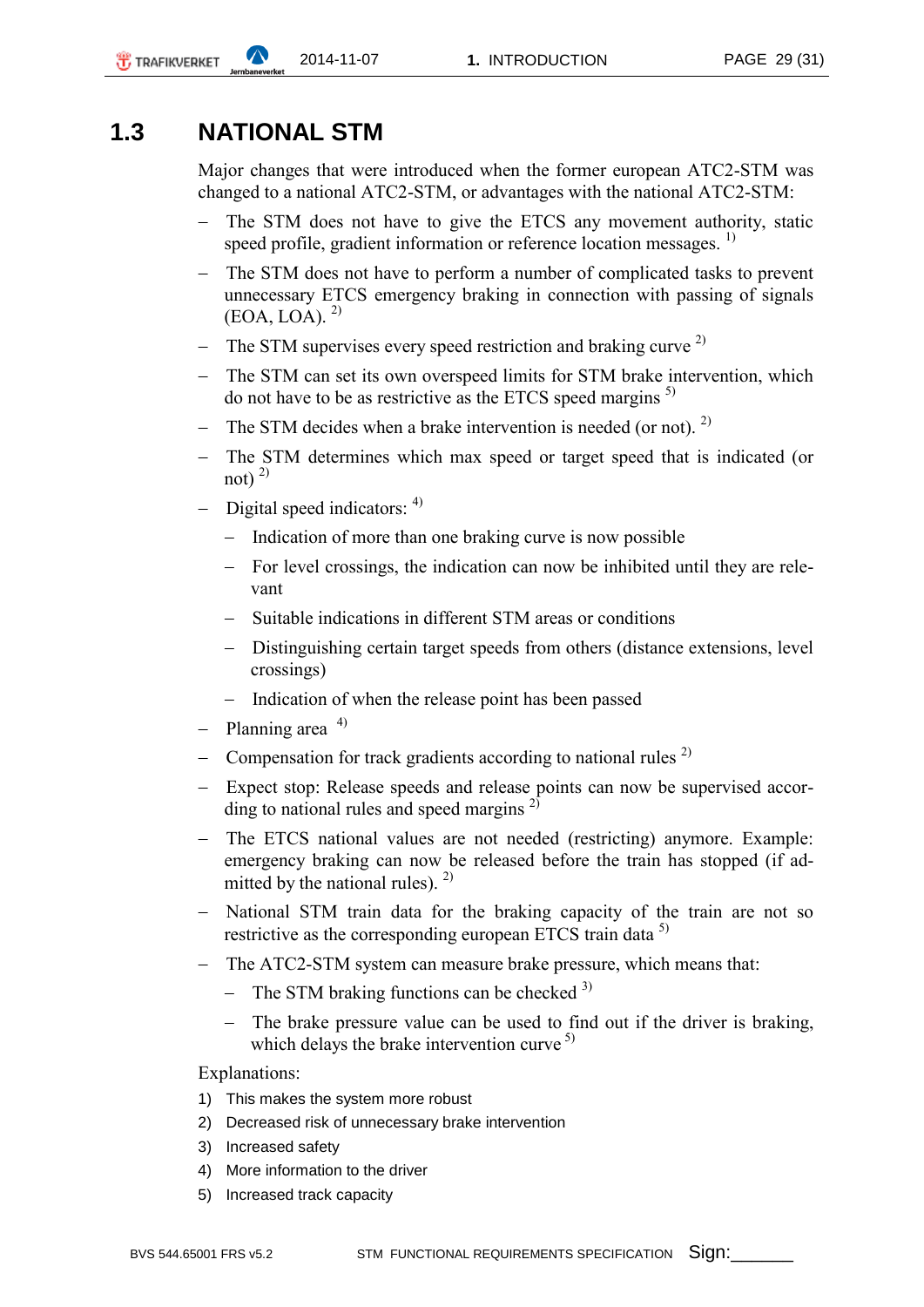## 1.3 NATIONAL STM

Major changes that were introduced when the former european ATC2-STM was changed to a national ATC2-STM, or advantages with the national ATC2-STM:

- The STM does not have to give the ETCS any movement authority, static speed profile, gradient information or reference location messages. [1)]
- The STM does not have to perform a number of complicated tasks to prevent unnecessary ETCS emergency braking in connection with passing of signals (EOA, LOA). [2)]
- The STM supervises every speed restriction and braking curve [2)]
- The STM can set its own overspeed limits for STM brake intervention, which do not have to be as restrictive as the ETCS speed margins [5)]
- The STM decides when a brake intervention is needed (or not). [2)]
- The STM determines which max speed or target speed that is indicated (or not) [2)]
- Digital speed indicators: [4)]
  - Indication of more than one braking curve is now possible
  - For level crossings, the indication can now be inhibited until they are relevant
  - Suitable indications in different STM areas or conditions
  - Distinguishing certain target speeds from others (distance extensions, level crossings)
  - Indication of when the release point has been passed
- Planning area [4)]
- Compensation for track gradients according to national rules [2)]
- Expect stop: Release speeds and release points can now be supervised according to national rules and speed margins [2)]
- The ETCS national values are not needed (restricting) anymore. Example: emergency braking can now be released before the train has stopped (if admitted by the national rules). [2)]
- National STM train data for the braking capacity of the train are not so restrictive as the corresponding european ETCS train data [5)]
- The ATC2-STM system can measure brake pressure, which means that:
  - The STM braking functions can be checked [3)]
  - The brake pressure value can be used to find out if the driver is braking, which delays the brake intervention curve [5)]

Explanations:

1) This makes the system more robust
2) Decreased risk of unnecessary brake intervention
3) Increased safety
4) More information to the driver
5) Increased track capacity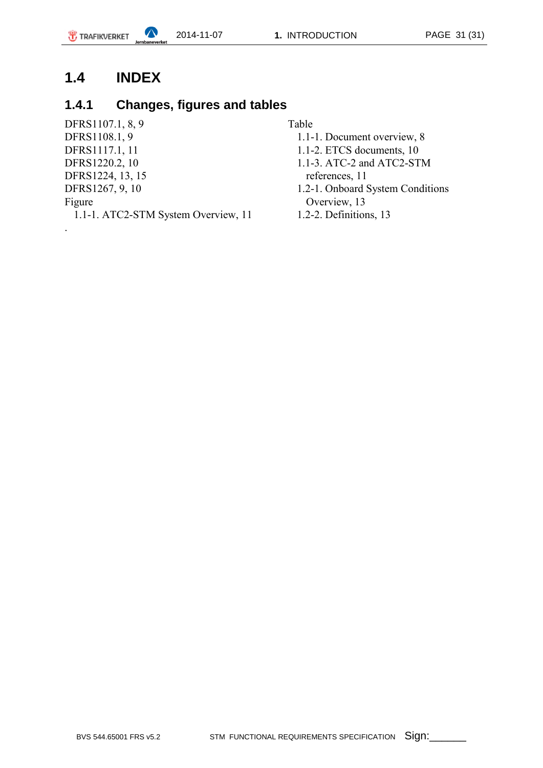## 1.4 INDEX

### 1.4.1 Changes, figures and tables

DFRS1107.1, 8, 9
DFRS1108.1, 9
DFRS1117.1, 11
DFRS1220.2, 10
DFRS1224, 13, 15
DFRS1267, 9, 10
Figure
  1.1-1. ATC2-STM System Overview, 11

Table
  1.1-1. Document overview, 8
  1.1-2. ETCS documents, 10
  1.1-3. ATC-2 and ATC2-STM references, 11
  1.2-1. Onboard System Conditions Overview, 13
  1.2-2. Definitions, 13